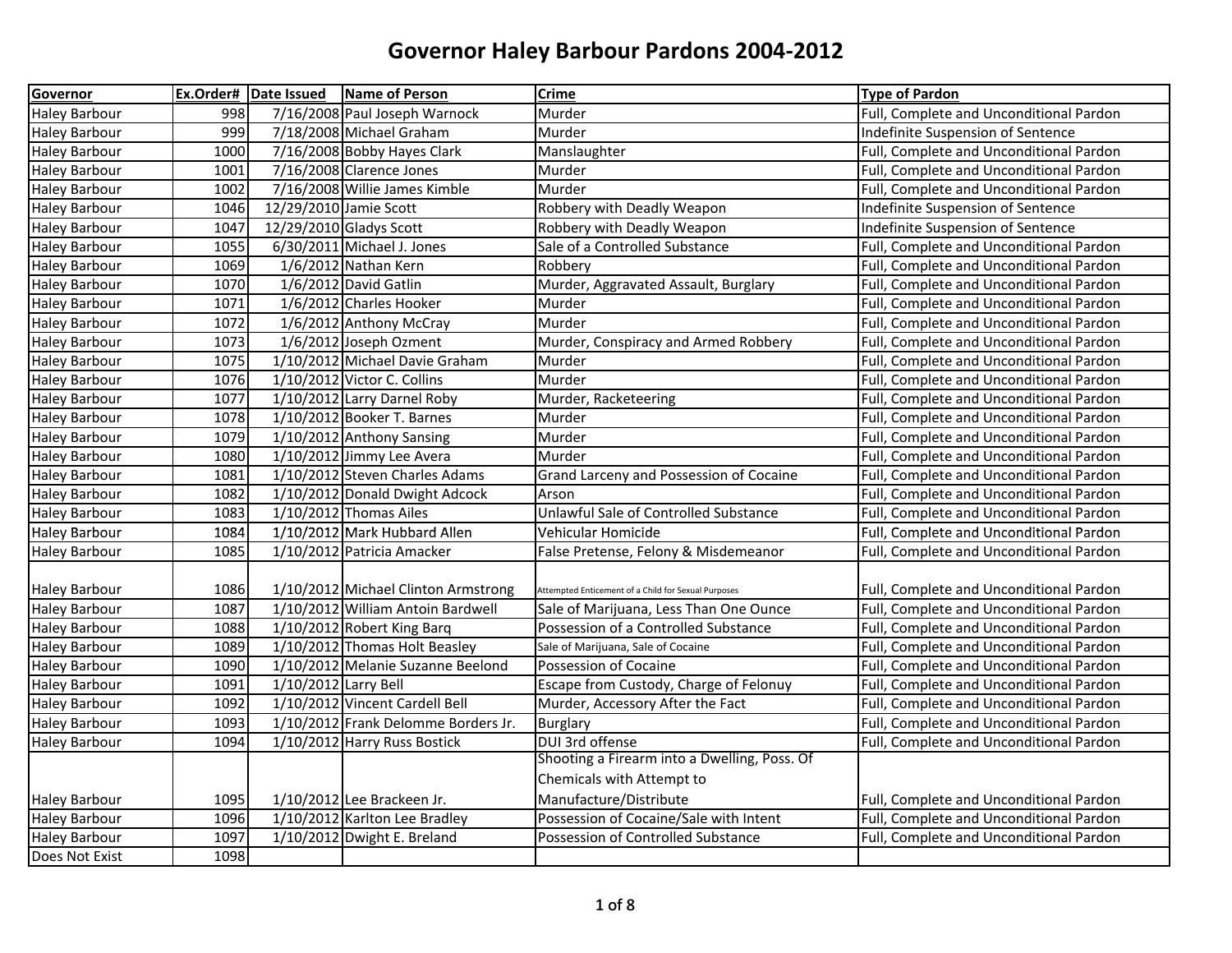# Governor Haley Barbour Pardons 2004-2012

| Governor | Ex.Order# | Date Issued | Name of Person | Crime | Type of Pardon |
|---|---|---|---|---|---|
| Haley Barbour | 998 | 7/16/2008 | Paul Joseph Warnock | Murder | Full, Complete and Unconditional Pardon |
| Haley Barbour | 999 | 7/18/2008 | Michael Graham | Murder | Indefinite Suspension of Sentence |
| Haley Barbour | 1000 | 7/16/2008 | Bobby Hayes Clark | Manslaughter | Full, Complete and Unconditional Pardon |
| Haley Barbour | 1001 | 7/16/2008 | Clarence Jones | Murder | Full, Complete and Unconditional Pardon |
| Haley Barbour | 1002 | 7/16/2008 | Willie James Kimble | Murder | Full, Complete and Unconditional Pardon |
| Haley Barbour | 1046 | 12/29/2010 | Jamie Scott | Robbery with Deadly Weapon | Indefinite Suspension of Sentence |
| Haley Barbour | 1047 | 12/29/2010 | Gladys Scott | Robbery with Deadly Weapon | Indefinite Suspension of Sentence |
| Haley Barbour | 1055 | 6/30/2011 | Michael J. Jones | Sale of a Controlled Substance | Full, Complete and Unconditional Pardon |
| Haley Barbour | 1069 | 1/6/2012 | Nathan Kern | Robbery | Full, Complete and Unconditional Pardon |
| Haley Barbour | 1070 | 1/6/2012 | David Gatlin | Murder, Aggravated Assault, Burglary | Full, Complete and Unconditional Pardon |
| Haley Barbour | 1071 | 1/6/2012 | Charles Hooker | Murder | Full, Complete and Unconditional Pardon |
| Haley Barbour | 1072 | 1/6/2012 | Anthony McCray | Murder | Full, Complete and Unconditional Pardon |
| Haley Barbour | 1073 | 1/6/2012 | Joseph Ozment | Murder, Conspiracy and Armed Robbery | Full, Complete and Unconditional Pardon |
| Haley Barbour | 1075 | 1/10/2012 | Michael Davie Graham | Murder | Full, Complete and Unconditional Pardon |
| Haley Barbour | 1076 | 1/10/2012 | Victor C. Collins | Murder | Full, Complete and Unconditional Pardon |
| Haley Barbour | 1077 | 1/10/2012 | Larry Darnel Roby | Murder, Racketeering | Full, Complete and Unconditional Pardon |
| Haley Barbour | 1078 | 1/10/2012 | Booker T. Barnes | Murder | Full, Complete and Unconditional Pardon |
| Haley Barbour | 1079 | 1/10/2012 | Anthony Sansing | Murder | Full, Complete and Unconditional Pardon |
| Haley Barbour | 1080 | 1/10/2012 | Jimmy Lee Avera | Murder | Full, Complete and Unconditional Pardon |
| Haley Barbour | 1081 | 1/10/2012 | Steven Charles Adams | Grand Larceny and Possession of Cocaine | Full, Complete and Unconditional Pardon |
| Haley Barbour | 1082 | 1/10/2012 | Donald Dwight Adcock | Arson | Full, Complete and Unconditional Pardon |
| Haley Barbour | 1083 | 1/10/2012 | Thomas Ailes | Unlawful Sale of Controlled Substance | Full, Complete and Unconditional Pardon |
| Haley Barbour | 1084 | 1/10/2012 | Mark Hubbard Allen | Vehicular Homicide | Full, Complete and Unconditional Pardon |
| Haley Barbour | 1085 | 1/10/2012 | Patricia Amacker | False Pretense, Felony & Misdemeanor | Full, Complete and Unconditional Pardon |
| Haley Barbour | 1086 | 1/10/2012 | Michael Clinton Armstrong | Attempted Enticement of a Child for Sexual Purposes | Full, Complete and Unconditional Pardon |
| Haley Barbour | 1087 | 1/10/2012 | William Antoin Bardwell | Sale of Marijuana, Less Than One Ounce | Full, Complete and Unconditional Pardon |
| Haley Barbour | 1088 | 1/10/2012 | Robert King Barq | Possession of a Controlled Substance | Full, Complete and Unconditional Pardon |
| Haley Barbour | 1089 | 1/10/2012 | Thomas Holt Beasley | Sale of Marijuana, Sale of Cocaine | Full, Complete and Unconditional Pardon |
| Haley Barbour | 1090 | 1/10/2012 | Melanie Suzanne Beelond | Possession of Cocaine | Full, Complete and Unconditional Pardon |
| Haley Barbour | 1091 | 1/10/2012 | Larry Bell | Escape from Custody, Charge of Felonuy | Full, Complete and Unconditional Pardon |
| Haley Barbour | 1092 | 1/10/2012 | Vincent Cardell Bell | Murder, Accessory After the Fact | Full, Complete and Unconditional Pardon |
| Haley Barbour | 1093 | 1/10/2012 | Frank Delomme Borders Jr. | Burglary | Full, Complete and Unconditional Pardon |
| Haley Barbour | 1094 | 1/10/2012 | Harry Russ Bostick | DUI 3rd offense | Full, Complete and Unconditional Pardon |
| Haley Barbour | 1095 | 1/10/2012 | Lee Brackeen Jr. | Shooting a Firearm into a Dwelling, Poss. Of Chemicals with Attempt to Manufacture/Distribute | Full, Complete and Unconditional Pardon |
| Haley Barbour | 1096 | 1/10/2012 | Karlton Lee Bradley | Possession of Cocaine/Sale with Intent | Full, Complete and Unconditional Pardon |
| Haley Barbour | 1097 | 1/10/2012 | Dwight E. Breland | Possession of Controlled Substance | Full, Complete and Unconditional Pardon |
| Does Not Exist | 1098 | | | | |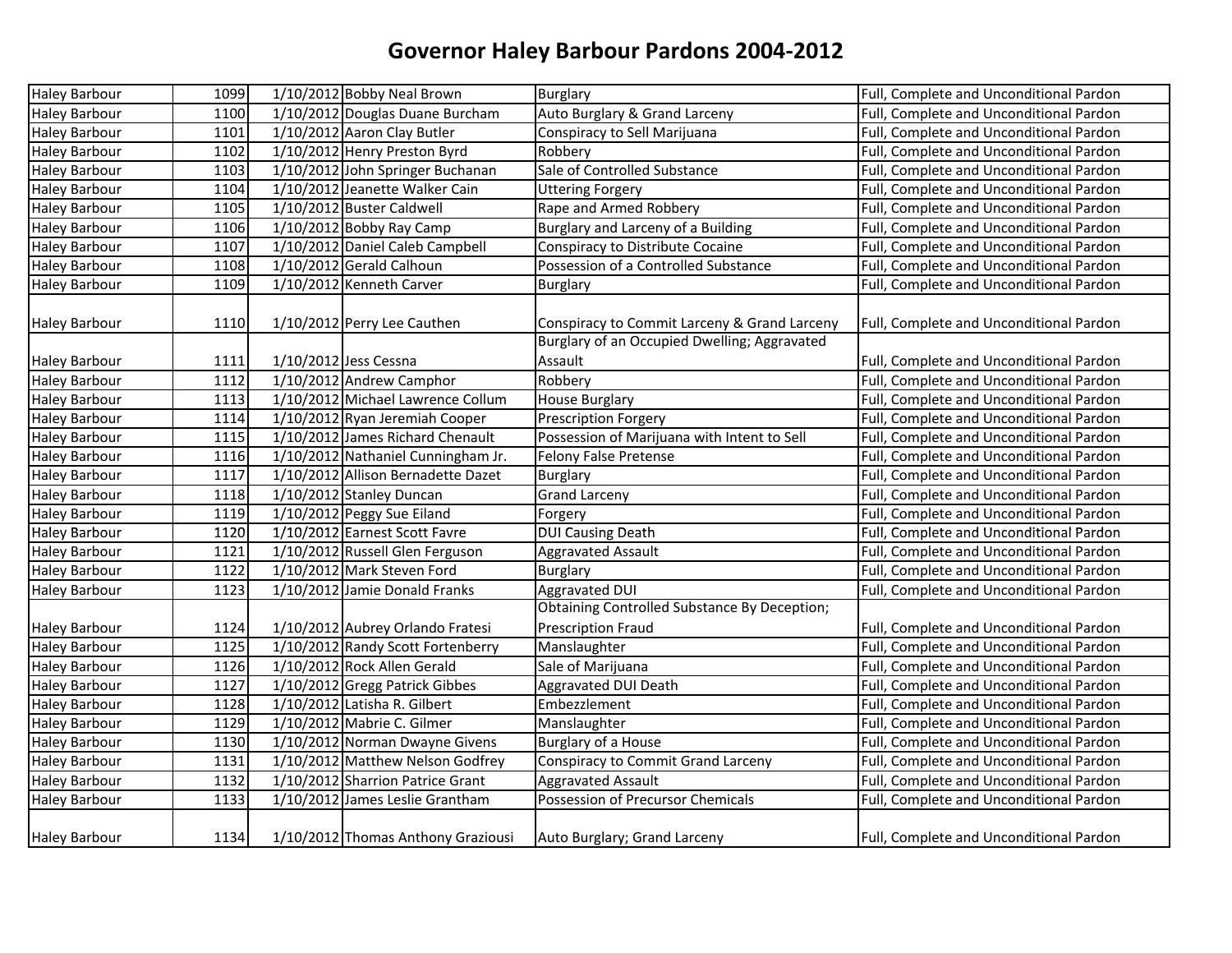# Governor Haley Barbour Pardons 2004-2012

| | | | | | |
|---|---|---|---|---|---|
| Haley Barbour | 1099 | 1/10/2012 | Bobby Neal Brown | Burglary | Full, Complete and Unconditional Pardon |
| Haley Barbour | 1100 | 1/10/2012 | Douglas Duane Burcham | Auto Burglary & Grand Larceny | Full, Complete and Unconditional Pardon |
| Haley Barbour | 1101 | 1/10/2012 | Aaron Clay Butler | Conspiracy to Sell Marijuana | Full, Complete and Unconditional Pardon |
| Haley Barbour | 1102 | 1/10/2012 | Henry Preston Byrd | Robbery | Full, Complete and Unconditional Pardon |
| Haley Barbour | 1103 | 1/10/2012 | John Springer Buchanan | Sale of Controlled Substance | Full, Complete and Unconditional Pardon |
| Haley Barbour | 1104 | 1/10/2012 | Jeanette Walker Cain | Uttering Forgery | Full, Complete and Unconditional Pardon |
| Haley Barbour | 1105 | 1/10/2012 | Buster Caldwell | Rape and Armed Robbery | Full, Complete and Unconditional Pardon |
| Haley Barbour | 1106 | 1/10/2012 | Bobby Ray Camp | Burglary and Larceny of a Building | Full, Complete and Unconditional Pardon |
| Haley Barbour | 1107 | 1/10/2012 | Daniel Caleb Campbell | Conspiracy to Distribute Cocaine | Full, Complete and Unconditional Pardon |
| Haley Barbour | 1108 | 1/10/2012 | Gerald Calhoun | Possession of a Controlled Substance | Full, Complete and Unconditional Pardon |
| Haley Barbour | 1109 | 1/10/2012 | Kenneth Carver | Burglary | Full, Complete and Unconditional Pardon |
| Haley Barbour | 1110 | 1/10/2012 | Perry Lee Cauthen | Conspiracy to Commit Larceny & Grand Larceny | Full, Complete and Unconditional Pardon |
| Haley Barbour | 1111 | 1/10/2012 | Jess Cessna | Burglary of an Occupied Dwelling; Aggravated Assault | Full, Complete and Unconditional Pardon |
| Haley Barbour | 1112 | 1/10/2012 | Andrew Camphor | Robbery | Full, Complete and Unconditional Pardon |
| Haley Barbour | 1113 | 1/10/2012 | Michael Lawrence Collum | House Burglary | Full, Complete and Unconditional Pardon |
| Haley Barbour | 1114 | 1/10/2012 | Ryan Jeremiah Cooper | Prescription Forgery | Full, Complete and Unconditional Pardon |
| Haley Barbour | 1115 | 1/10/2012 | James Richard Chenault | Possession of Marijuana with Intent to Sell | Full, Complete and Unconditional Pardon |
| Haley Barbour | 1116 | 1/10/2012 | Nathaniel Cunningham Jr. | Felony False Pretense | Full, Complete and Unconditional Pardon |
| Haley Barbour | 1117 | 1/10/2012 | Allison Bernadette Dazet | Burglary | Full, Complete and Unconditional Pardon |
| Haley Barbour | 1118 | 1/10/2012 | Stanley Duncan | Grand Larceny | Full, Complete and Unconditional Pardon |
| Haley Barbour | 1119 | 1/10/2012 | Peggy Sue Eiland | Forgery | Full, Complete and Unconditional Pardon |
| Haley Barbour | 1120 | 1/10/2012 | Earnest Scott Favre | DUI Causing Death | Full, Complete and Unconditional Pardon |
| Haley Barbour | 1121 | 1/10/2012 | Russell Glen Ferguson | Aggravated Assault | Full, Complete and Unconditional Pardon |
| Haley Barbour | 1122 | 1/10/2012 | Mark Steven Ford | Burglary | Full, Complete and Unconditional Pardon |
| Haley Barbour | 1123 | 1/10/2012 | Jamie Donald Franks | Aggravated DUI | Full, Complete and Unconditional Pardon |
| Haley Barbour | 1124 | 1/10/2012 | Aubrey Orlando Fratesi | Obtaining Controlled Substance By Deception; Prescription Fraud | Full, Complete and Unconditional Pardon |
| Haley Barbour | 1125 | 1/10/2012 | Randy Scott Fortenberry | Manslaughter | Full, Complete and Unconditional Pardon |
| Haley Barbour | 1126 | 1/10/2012 | Rock Allen Gerald | Sale of Marijuana | Full, Complete and Unconditional Pardon |
| Haley Barbour | 1127 | 1/10/2012 | Gregg Patrick Gibbes | Aggravated DUI Death | Full, Complete and Unconditional Pardon |
| Haley Barbour | 1128 | 1/10/2012 | Latisha R. Gilbert | Embezzlement | Full, Complete and Unconditional Pardon |
| Haley Barbour | 1129 | 1/10/2012 | Mabrie C. Gilmer | Manslaughter | Full, Complete and Unconditional Pardon |
| Haley Barbour | 1130 | 1/10/2012 | Norman Dwayne Givens | Burglary of a House | Full, Complete and Unconditional Pardon |
| Haley Barbour | 1131 | 1/10/2012 | Matthew Nelson Godfrey | Conspiracy to Commit Grand Larceny | Full, Complete and Unconditional Pardon |
| Haley Barbour | 1132 | 1/10/2012 | Sharrion Patrice Grant | Aggravated Assault | Full, Complete and Unconditional Pardon |
| Haley Barbour | 1133 | 1/10/2012 | James Leslie Grantham | Possession of Precursor Chemicals | Full, Complete and Unconditional Pardon |
| Haley Barbour | 1134 | 1/10/2012 | Thomas Anthony Graziousi | Auto Burglary; Grand Larceny | Full, Complete and Unconditional Pardon |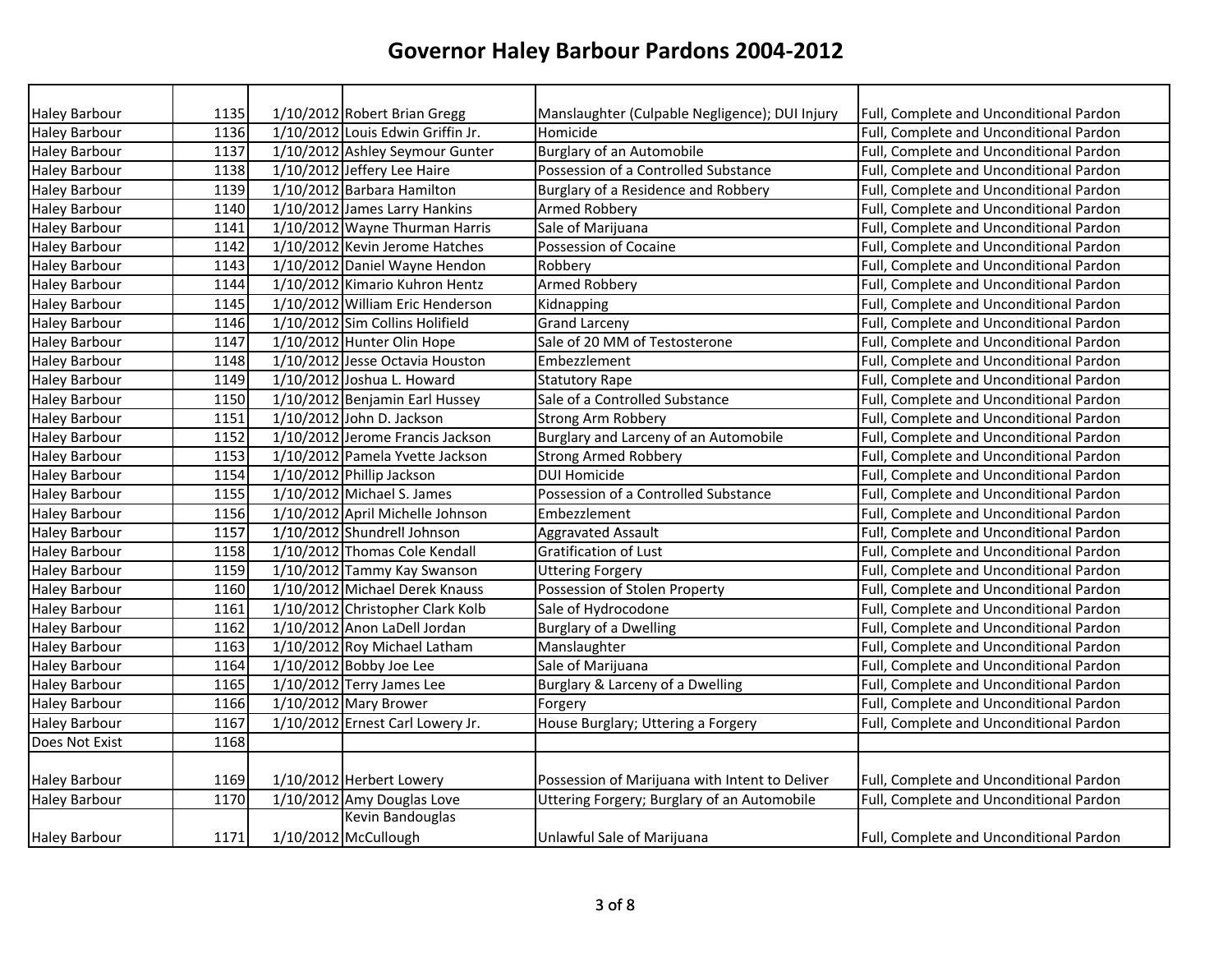# Governor Haley Barbour Pardons 2004-2012

| | | | | | |
|---|---|---|---|---|---|
| Haley Barbour | 1135 | 1/10/2012 | Robert Brian Gregg | Manslaughter (Culpable Negligence); DUI Injury | Full, Complete and Unconditional Pardon |
| Haley Barbour | 1136 | 1/10/2012 | Louis Edwin Griffin Jr. | Homicide | Full, Complete and Unconditional Pardon |
| Haley Barbour | 1137 | 1/10/2012 | Ashley Seymour Gunter | Burglary of an Automobile | Full, Complete and Unconditional Pardon |
| Haley Barbour | 1138 | 1/10/2012 | Jeffery Lee Haire | Possession of a Controlled Substance | Full, Complete and Unconditional Pardon |
| Haley Barbour | 1139 | 1/10/2012 | Barbara Hamilton | Burglary of a Residence and Robbery | Full, Complete and Unconditional Pardon |
| Haley Barbour | 1140 | 1/10/2012 | James Larry Hankins | Armed Robbery | Full, Complete and Unconditional Pardon |
| Haley Barbour | 1141 | 1/10/2012 | Wayne Thurman Harris | Sale of Marijuana | Full, Complete and Unconditional Pardon |
| Haley Barbour | 1142 | 1/10/2012 | Kevin Jerome Hatches | Possession of Cocaine | Full, Complete and Unconditional Pardon |
| Haley Barbour | 1143 | 1/10/2012 | Daniel Wayne Hendon | Robbery | Full, Complete and Unconditional Pardon |
| Haley Barbour | 1144 | 1/10/2012 | Kimario Kuhron Hentz | Armed Robbery | Full, Complete and Unconditional Pardon |
| Haley Barbour | 1145 | 1/10/2012 | William Eric Henderson | Kidnapping | Full, Complete and Unconditional Pardon |
| Haley Barbour | 1146 | 1/10/2012 | Sim Collins Holifield | Grand Larceny | Full, Complete and Unconditional Pardon |
| Haley Barbour | 1147 | 1/10/2012 | Hunter Olin Hope | Sale of 20 MM of Testosterone | Full, Complete and Unconditional Pardon |
| Haley Barbour | 1148 | 1/10/2012 | Jesse Octavia Houston | Embezzlement | Full, Complete and Unconditional Pardon |
| Haley Barbour | 1149 | 1/10/2012 | Joshua L. Howard | Statutory Rape | Full, Complete and Unconditional Pardon |
| Haley Barbour | 1150 | 1/10/2012 | Benjamin Earl Hussey | Sale of a Controlled Substance | Full, Complete and Unconditional Pardon |
| Haley Barbour | 1151 | 1/10/2012 | John D. Jackson | Strong Arm Robbery | Full, Complete and Unconditional Pardon |
| Haley Barbour | 1152 | 1/10/2012 | Jerome Francis Jackson | Burglary and Larceny of an Automobile | Full, Complete and Unconditional Pardon |
| Haley Barbour | 1153 | 1/10/2012 | Pamela Yvette Jackson | Strong Armed Robbery | Full, Complete and Unconditional Pardon |
| Haley Barbour | 1154 | 1/10/2012 | Phillip Jackson | DUI Homicide | Full, Complete and Unconditional Pardon |
| Haley Barbour | 1155 | 1/10/2012 | Michael S. James | Possession of a Controlled Substance | Full, Complete and Unconditional Pardon |
| Haley Barbour | 1156 | 1/10/2012 | April Michelle Johnson | Embezzlement | Full, Complete and Unconditional Pardon |
| Haley Barbour | 1157 | 1/10/2012 | Shundrell Johnson | Aggravated Assault | Full, Complete and Unconditional Pardon |
| Haley Barbour | 1158 | 1/10/2012 | Thomas Cole Kendall | Gratification of Lust | Full, Complete and Unconditional Pardon |
| Haley Barbour | 1159 | 1/10/2012 | Tammy Kay Swanson | Uttering Forgery | Full, Complete and Unconditional Pardon |
| Haley Barbour | 1160 | 1/10/2012 | Michael Derek Knauss | Possession of Stolen Property | Full, Complete and Unconditional Pardon |
| Haley Barbour | 1161 | 1/10/2012 | Christopher Clark Kolb | Sale of Hydrocodone | Full, Complete and Unconditional Pardon |
| Haley Barbour | 1162 | 1/10/2012 | Anon LaDell Jordan | Burglary of a Dwelling | Full, Complete and Unconditional Pardon |
| Haley Barbour | 1163 | 1/10/2012 | Roy Michael Latham | Manslaughter | Full, Complete and Unconditional Pardon |
| Haley Barbour | 1164 | 1/10/2012 | Bobby Joe Lee | Sale of Marijuana | Full, Complete and Unconditional Pardon |
| Haley Barbour | 1165 | 1/10/2012 | Terry James Lee | Burglary & Larceny of a Dwelling | Full, Complete and Unconditional Pardon |
| Haley Barbour | 1166 | 1/10/2012 | Mary Brower | Forgery | Full, Complete and Unconditional Pardon |
| Haley Barbour | 1167 | 1/10/2012 | Ernest Carl Lowery Jr. | House Burglary; Uttering a Forgery | Full, Complete and Unconditional Pardon |
| Does Not Exist | 1168 | | | | |
| Haley Barbour | 1169 | 1/10/2012 | Herbert Lowery | Possession of Marijuana with Intent to Deliver | Full, Complete and Unconditional Pardon |
| Haley Barbour | 1170 | 1/10/2012 | Amy Douglas Love | Uttering Forgery; Burglary of an Automobile | Full, Complete and Unconditional Pardon |
| Haley Barbour | 1171 | 1/10/2012 | Kevin Bandouglas McCullough | Unlawful Sale of Marijuana | Full, Complete and Unconditional Pardon |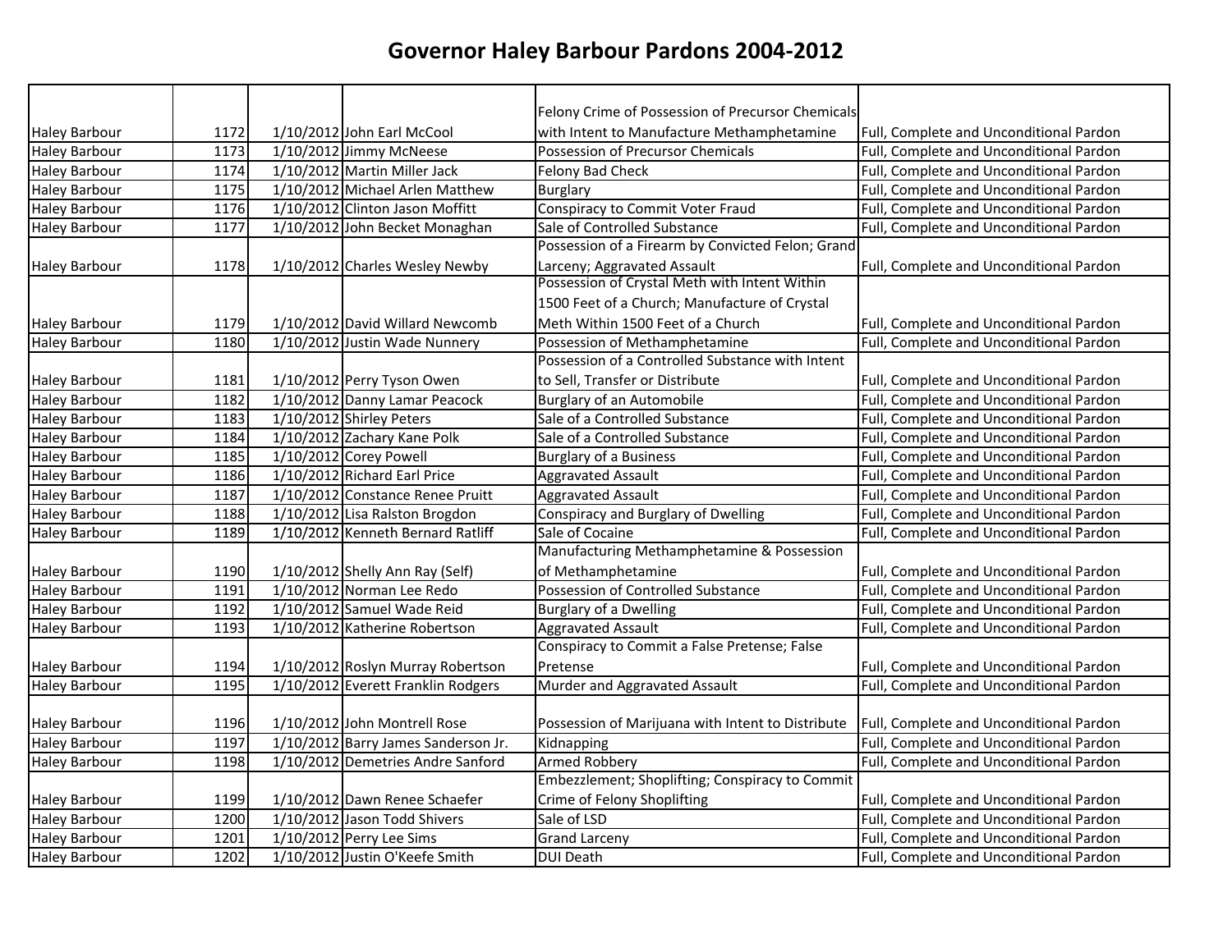# Governor Haley Barbour Pardons 2004-2012

| | | | | | |
|---|---|---|---|---|---|
| Haley Barbour | 1172 | 1/10/2012 | John Earl McCool | Felony Crime of Possession of Precursor Chemicals with Intent to Manufacture Methamphetamine | Full, Complete and Unconditional Pardon |
| Haley Barbour | 1173 | 1/10/2012 | Jimmy McNeese | Possession of Precursor Chemicals | Full, Complete and Unconditional Pardon |
| Haley Barbour | 1174 | 1/10/2012 | Martin Miller Jack | Felony Bad Check | Full, Complete and Unconditional Pardon |
| Haley Barbour | 1175 | 1/10/2012 | Michael Arlen Matthew | Burglary | Full, Complete and Unconditional Pardon |
| Haley Barbour | 1176 | 1/10/2012 | Clinton Jason Moffitt | Conspiracy to Commit Voter Fraud | Full, Complete and Unconditional Pardon |
| Haley Barbour | 1177 | 1/10/2012 | John Becket Monaghan | Sale of Controlled Substance | Full, Complete and Unconditional Pardon |
| Haley Barbour | 1178 | 1/10/2012 | Charles Wesley Newby | Possession of a Firearm by Convicted Felon; Grand Larceny; Aggravated Assault | Full, Complete and Unconditional Pardon |
| Haley Barbour | 1179 | 1/10/2012 | David Willard Newcomb | Possession of Crystal Meth with Intent Within 1500 Feet of a Church; Manufacture of Crystal Meth Within 1500 Feet of a Church | Full, Complete and Unconditional Pardon |
| Haley Barbour | 1180 | 1/10/2012 | Justin Wade Nunnery | Possession of Methamphetamine | Full, Complete and Unconditional Pardon |
| Haley Barbour | 1181 | 1/10/2012 | Perry Tyson Owen | Possession of a Controlled Substance with Intent to Sell, Transfer or Distribute | Full, Complete and Unconditional Pardon |
| Haley Barbour | 1182 | 1/10/2012 | Danny Lamar Peacock | Burglary of an Automobile | Full, Complete and Unconditional Pardon |
| Haley Barbour | 1183 | 1/10/2012 | Shirley Peters | Sale of a Controlled Substance | Full, Complete and Unconditional Pardon |
| Haley Barbour | 1184 | 1/10/2012 | Zachary Kane Polk | Sale of a Controlled Substance | Full, Complete and Unconditional Pardon |
| Haley Barbour | 1185 | 1/10/2012 | Corey Powell | Burglary of a Business | Full, Complete and Unconditional Pardon |
| Haley Barbour | 1186 | 1/10/2012 | Richard Earl Price | Aggravated Assault | Full, Complete and Unconditional Pardon |
| Haley Barbour | 1187 | 1/10/2012 | Constance Renee Pruitt | Aggravated Assault | Full, Complete and Unconditional Pardon |
| Haley Barbour | 1188 | 1/10/2012 | Lisa Ralston Brogdon | Conspiracy and Burglary of Dwelling | Full, Complete and Unconditional Pardon |
| Haley Barbour | 1189 | 1/10/2012 | Kenneth Bernard Ratliff | Sale of Cocaine | Full, Complete and Unconditional Pardon |
| Haley Barbour | 1190 | 1/10/2012 | Shelly Ann Ray (Self) | Manufacturing Methamphetamine & Possession of Methamphetamine | Full, Complete and Unconditional Pardon |
| Haley Barbour | 1191 | 1/10/2012 | Norman Lee Redo | Possession of Controlled Substance | Full, Complete and Unconditional Pardon |
| Haley Barbour | 1192 | 1/10/2012 | Samuel Wade Reid | Burglary of a Dwelling | Full, Complete and Unconditional Pardon |
| Haley Barbour | 1193 | 1/10/2012 | Katherine Robertson | Aggravated Assault | Full, Complete and Unconditional Pardon |
| Haley Barbour | 1194 | 1/10/2012 | Roslyn Murray Robertson | Conspiracy to Commit a False Pretense; False Pretense | Full, Complete and Unconditional Pardon |
| Haley Barbour | 1195 | 1/10/2012 | Everett Franklin Rodgers | Murder and Aggravated Assault | Full, Complete and Unconditional Pardon |
| Haley Barbour | 1196 | 1/10/2012 | John Montrell Rose | Possession of Marijuana with Intent to Distribute | Full, Complete and Unconditional Pardon |
| Haley Barbour | 1197 | 1/10/2012 | Barry James Sanderson Jr. | Kidnapping | Full, Complete and Unconditional Pardon |
| Haley Barbour | 1198 | 1/10/2012 | Demetries Andre Sanford | Armed Robbery | Full, Complete and Unconditional Pardon |
| Haley Barbour | 1199 | 1/10/2012 | Dawn Renee Schaefer | Embezzlement; Shoplifting; Conspiracy to Commit Crime of Felony Shoplifting | Full, Complete and Unconditional Pardon |
| Haley Barbour | 1200 | 1/10/2012 | Jason Todd Shivers | Sale of LSD | Full, Complete and Unconditional Pardon |
| Haley Barbour | 1201 | 1/10/2012 | Perry Lee Sims | Grand Larceny | Full, Complete and Unconditional Pardon |
| Haley Barbour | 1202 | 1/10/2012 | Justin O'Keefe Smith | DUI Death | Full, Complete and Unconditional Pardon |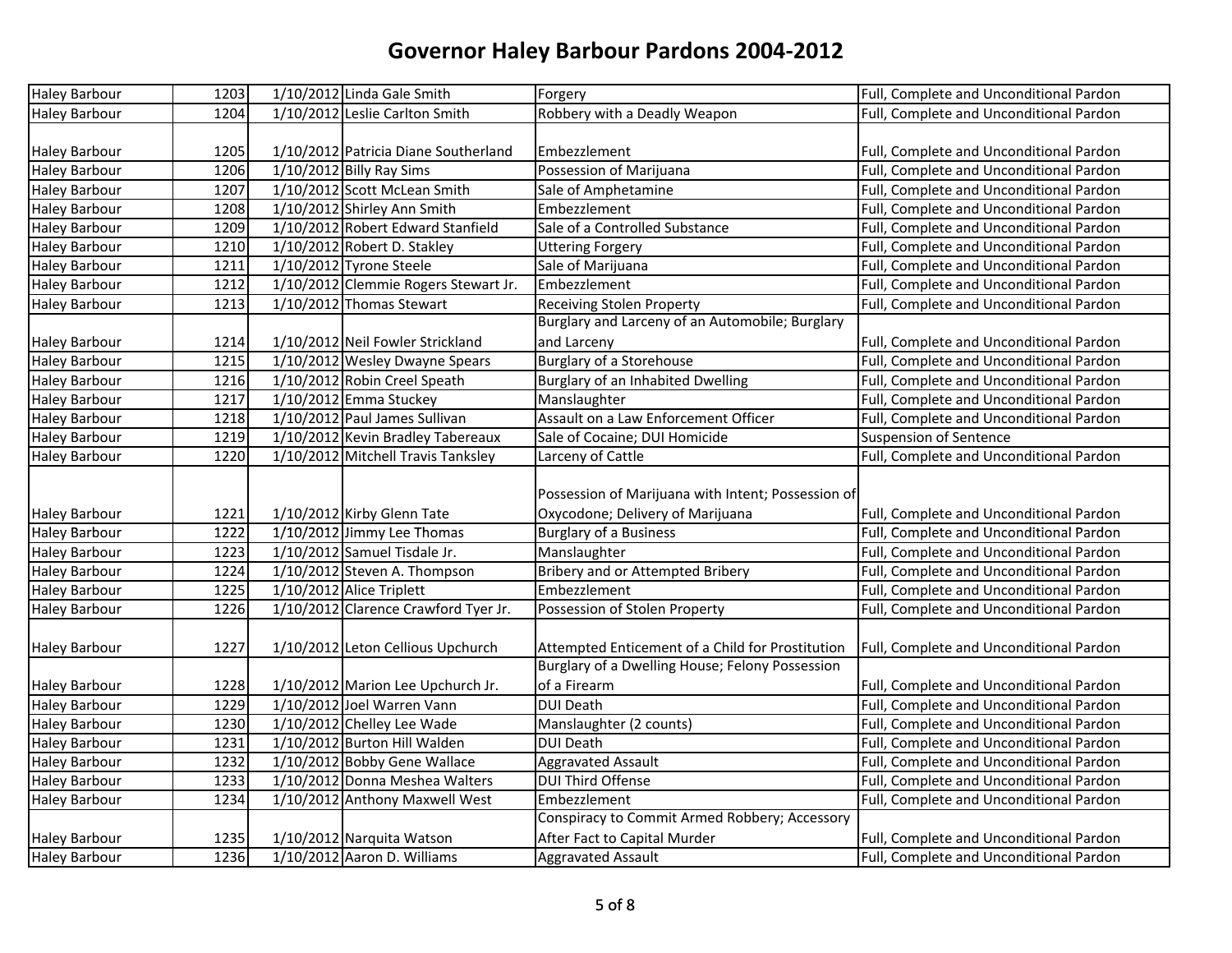# Governor Haley Barbour Pardons 2004-2012

| | | | | | |
|---|---|---|---|---|---|
| Haley Barbour | 1203 | 1/10/2012 | Linda Gale Smith | Forgery | Full, Complete and Unconditional Pardon |
| Haley Barbour | 1204 | 1/10/2012 | Leslie Carlton Smith | Robbery with a Deadly Weapon | Full, Complete and Unconditional Pardon |
| Haley Barbour | 1205 | 1/10/2012 | Patricia Diane Southerland | Embezzlement | Full, Complete and Unconditional Pardon |
| Haley Barbour | 1206 | 1/10/2012 | Billy Ray Sims | Possession of Marijuana | Full, Complete and Unconditional Pardon |
| Haley Barbour | 1207 | 1/10/2012 | Scott McLean Smith | Sale of Amphetamine | Full, Complete and Unconditional Pardon |
| Haley Barbour | 1208 | 1/10/2012 | Shirley Ann Smith | Embezzlement | Full, Complete and Unconditional Pardon |
| Haley Barbour | 1209 | 1/10/2012 | Robert Edward Stanfield | Sale of a Controlled Substance | Full, Complete and Unconditional Pardon |
| Haley Barbour | 1210 | 1/10/2012 | Robert D. Stakley | Uttering Forgery | Full, Complete and Unconditional Pardon |
| Haley Barbour | 1211 | 1/10/2012 | Tyrone Steele | Sale of Marijuana | Full, Complete and Unconditional Pardon |
| Haley Barbour | 1212 | 1/10/2012 | Clemmie Rogers Stewart Jr. | Embezzlement | Full, Complete and Unconditional Pardon |
| Haley Barbour | 1213 | 1/10/2012 | Thomas Stewart | Receiving Stolen Property | Full, Complete and Unconditional Pardon |
| Haley Barbour | 1214 | 1/10/2012 | Neil Fowler Strickland | Burglary and Larceny of an Automobile; Burglary and Larceny | Full, Complete and Unconditional Pardon |
| Haley Barbour | 1215 | 1/10/2012 | Wesley Dwayne Spears | Burglary of a Storehouse | Full, Complete and Unconditional Pardon |
| Haley Barbour | 1216 | 1/10/2012 | Robin Creel Speath | Burglary of an Inhabited Dwelling | Full, Complete and Unconditional Pardon |
| Haley Barbour | 1217 | 1/10/2012 | Emma Stuckey | Manslaughter | Full, Complete and Unconditional Pardon |
| Haley Barbour | 1218 | 1/10/2012 | Paul James Sullivan | Assault on a Law Enforcement Officer | Full, Complete and Unconditional Pardon |
| Haley Barbour | 1219 | 1/10/2012 | Kevin Bradley Tabereaux | Sale of Cocaine; DUI Homicide | Suspension of Sentence |
| Haley Barbour | 1220 | 1/10/2012 | Mitchell Travis Tanksley | Larceny of Cattle | Full, Complete and Unconditional Pardon |
| Haley Barbour | 1221 | 1/10/2012 | Kirby Glenn Tate | Possession of Marijuana with Intent; Possession of Oxycodone; Delivery of Marijuana | Full, Complete and Unconditional Pardon |
| Haley Barbour | 1222 | 1/10/2012 | Jimmy Lee Thomas | Burglary of a Business | Full, Complete and Unconditional Pardon |
| Haley Barbour | 1223 | 1/10/2012 | Samuel Tisdale Jr. | Manslaughter | Full, Complete and Unconditional Pardon |
| Haley Barbour | 1224 | 1/10/2012 | Steven A. Thompson | Bribery and or Attempted Bribery | Full, Complete and Unconditional Pardon |
| Haley Barbour | 1225 | 1/10/2012 | Alice Triplett | Embezzlement | Full, Complete and Unconditional Pardon |
| Haley Barbour | 1226 | 1/10/2012 | Clarence Crawford Tyer Jr. | Possession of Stolen Property | Full, Complete and Unconditional Pardon |
| Haley Barbour | 1227 | 1/10/2012 | Leton Cellious Upchurch | Attempted Enticement of a Child for Prostitution | Full, Complete and Unconditional Pardon |
| Haley Barbour | 1228 | 1/10/2012 | Marion Lee Upchurch Jr. | Burglary of a Dwelling House; Felony Possession of a Firearm | Full, Complete and Unconditional Pardon |
| Haley Barbour | 1229 | 1/10/2012 | Joel Warren Vann | DUI Death | Full, Complete and Unconditional Pardon |
| Haley Barbour | 1230 | 1/10/2012 | Chelley Lee Wade | Manslaughter (2 counts) | Full, Complete and Unconditional Pardon |
| Haley Barbour | 1231 | 1/10/2012 | Burton Hill Walden | DUI Death | Full, Complete and Unconditional Pardon |
| Haley Barbour | 1232 | 1/10/2012 | Bobby Gene Wallace | Aggravated Assault | Full, Complete and Unconditional Pardon |
| Haley Barbour | 1233 | 1/10/2012 | Donna Meshea Walters | DUI Third Offense | Full, Complete and Unconditional Pardon |
| Haley Barbour | 1234 | 1/10/2012 | Anthony Maxwell West | Embezzlement | Full, Complete and Unconditional Pardon |
| Haley Barbour | 1235 | 1/10/2012 | Narquita Watson | Conspiracy to Commit Armed Robbery; Accessory After Fact to Capital Murder | Full, Complete and Unconditional Pardon |
| Haley Barbour | 1236 | 1/10/2012 | Aaron D. Williams | Aggravated Assault | Full, Complete and Unconditional Pardon |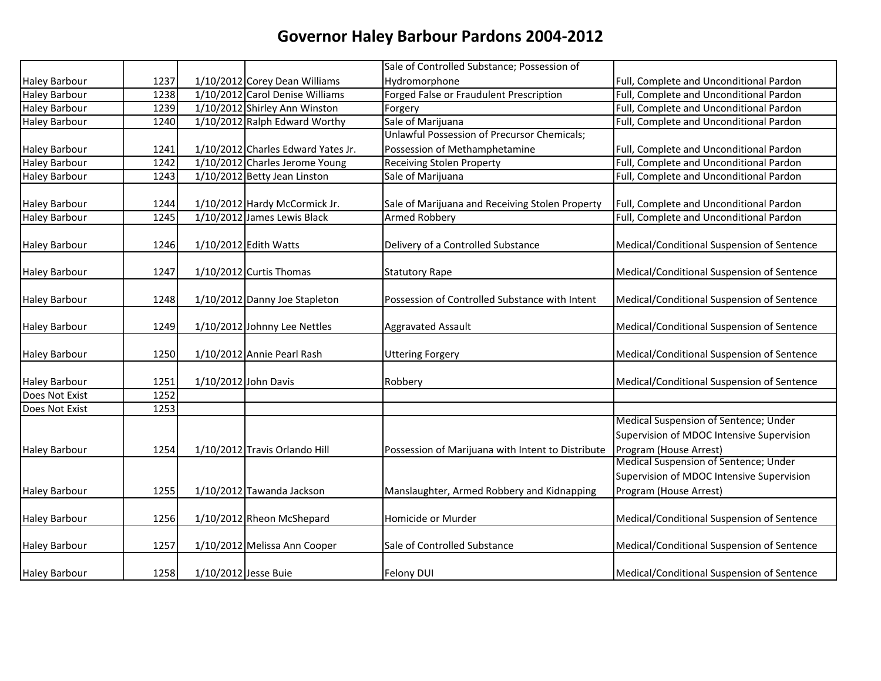# Governor Haley Barbour Pardons 2004-2012

| | | | | | |
|---|---|---|---|---|---|
| Haley Barbour | 1237 | 1/10/2012 | Corey Dean Williams | Sale of Controlled Substance; Possession of Hydromorphone | Full, Complete and Unconditional Pardon |
| Haley Barbour | 1238 | 1/10/2012 | Carol Denise Williams | Forged False or Fraudulent Prescription | Full, Complete and Unconditional Pardon |
| Haley Barbour | 1239 | 1/10/2012 | Shirley Ann Winston | Forgery | Full, Complete and Unconditional Pardon |
| Haley Barbour | 1240 | 1/10/2012 | Ralph Edward Worthy | Sale of Marijuana | Full, Complete and Unconditional Pardon |
| Haley Barbour | 1241 | 1/10/2012 | Charles Edward Yates Jr. | Unlawful Possession of Precursor Chemicals; Possession of Methamphetamine | Full, Complete and Unconditional Pardon |
| Haley Barbour | 1242 | 1/10/2012 | Charles Jerome Young | Receiving Stolen Property | Full, Complete and Unconditional Pardon |
| Haley Barbour | 1243 | 1/10/2012 | Betty Jean Linston | Sale of Marijuana | Full, Complete and Unconditional Pardon |
| Haley Barbour | 1244 | 1/10/2012 | Hardy McCormick Jr. | Sale of Marijuana and Receiving Stolen Property | Full, Complete and Unconditional Pardon |
| Haley Barbour | 1245 | 1/10/2012 | James Lewis Black | Armed Robbery | Full, Complete and Unconditional Pardon |
| Haley Barbour | 1246 | 1/10/2012 | Edith Watts | Delivery of a Controlled Substance | Medical/Conditional Suspension of Sentence |
| Haley Barbour | 1247 | 1/10/2012 | Curtis Thomas | Statutory Rape | Medical/Conditional Suspension of Sentence |
| Haley Barbour | 1248 | 1/10/2012 | Danny Joe Stapleton | Possession of Controlled Substance with Intent | Medical/Conditional Suspension of Sentence |
| Haley Barbour | 1249 | 1/10/2012 | Johnny Lee Nettles | Aggravated Assault | Medical/Conditional Suspension of Sentence |
| Haley Barbour | 1250 | 1/10/2012 | Annie Pearl Rash | Uttering Forgery | Medical/Conditional Suspension of Sentence |
| Haley Barbour | 1251 | 1/10/2012 | John Davis | Robbery | Medical/Conditional Suspension of Sentence |
| Does Not Exist | 1252 | | | | |
| Does Not Exist | 1253 | | | | |
| Haley Barbour | 1254 | 1/10/2012 | Travis Orlando Hill | Possession of Marijuana with Intent to Distribute | Medical Suspension of Sentence; Under Supervision of MDOC Intensive Supervision Program (House Arrest) |
| Haley Barbour | 1255 | 1/10/2012 | Tawanda Jackson | Manslaughter, Armed Robbery and Kidnapping | Medical Suspension of Sentence; Under Supervision of MDOC Intensive Supervision Program (House Arrest) |
| Haley Barbour | 1256 | 1/10/2012 | Rheon McShepard | Homicide or Murder | Medical/Conditional Suspension of Sentence |
| Haley Barbour | 1257 | 1/10/2012 | Melissa Ann Cooper | Sale of Controlled Substance | Medical/Conditional Suspension of Sentence |
| Haley Barbour | 1258 | 1/10/2012 | Jesse Buie | Felony DUI | Medical/Conditional Suspension of Sentence |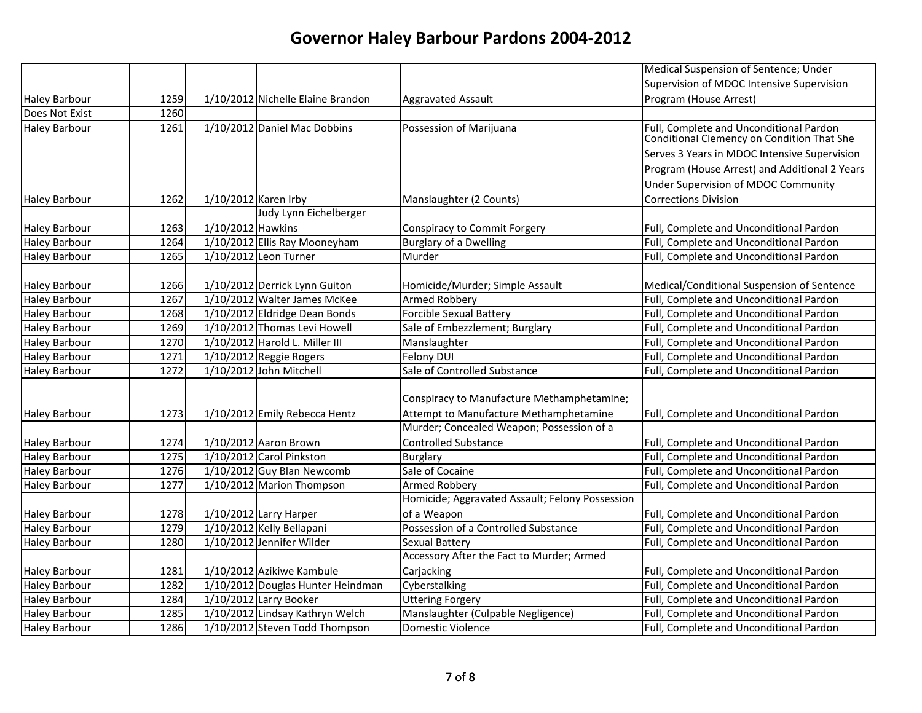# Governor Haley Barbour Pardons 2004-2012

| | | | | | |
|---|---|---|---|---|---|
| Haley Barbour | 1259 | 1/10/2012 | Nichelle Elaine Brandon | Aggravated Assault | Medical Suspension of Sentence; Under Supervision of MDOC Intensive Supervision Program (House Arrest) |
| Does Not Exist | 1260 | | | | |
| Haley Barbour | 1261 | 1/10/2012 | Daniel Mac Dobbins | Possession of Marijuana | Full, Complete and Unconditional Pardon |
| Haley Barbour | 1262 | 1/10/2012 | Karen Irby | Manslaughter (2 Counts) | Conditional Clemency on Condition That She Serves 3 Years in MDOC Intensive Supervision Program (House Arrest) and Additional 2 Years Under Supervision of MDOC Community Corrections Division |
| Haley Barbour | 1263 | 1/10/2012 | Judy Lynn Eichelberger Hawkins | Conspiracy to Commit Forgery | Full, Complete and Unconditional Pardon |
| Haley Barbour | 1264 | 1/10/2012 | Ellis Ray Mooneyham | Burglary of a Dwelling | Full, Complete and Unconditional Pardon |
| Haley Barbour | 1265 | 1/10/2012 | Leon Turner | Murder | Full, Complete and Unconditional Pardon |
| Haley Barbour | 1266 | 1/10/2012 | Derrick Lynn Guiton | Homicide/Murder; Simple Assault | Medical/Conditional Suspension of Sentence |
| Haley Barbour | 1267 | 1/10/2012 | Walter James McKee | Armed Robbery | Full, Complete and Unconditional Pardon |
| Haley Barbour | 1268 | 1/10/2012 | Eldridge Dean Bonds | Forcible Sexual Battery | Full, Complete and Unconditional Pardon |
| Haley Barbour | 1269 | 1/10/2012 | Thomas Levi Howell | Sale of Embezzlement; Burglary | Full, Complete and Unconditional Pardon |
| Haley Barbour | 1270 | 1/10/2012 | Harold L. Miller III | Manslaughter | Full, Complete and Unconditional Pardon |
| Haley Barbour | 1271 | 1/10/2012 | Reggie Rogers | Felony DUI | Full, Complete and Unconditional Pardon |
| Haley Barbour | 1272 | 1/10/2012 | John Mitchell | Sale of Controlled Substance | Full, Complete and Unconditional Pardon |
| Haley Barbour | 1273 | 1/10/2012 | Emily Rebecca Hentz | Conspiracy to Manufacture Methamphetamine; Attempt to Manufacture Methamphetamine | Full, Complete and Unconditional Pardon |
| Haley Barbour | 1274 | 1/10/2012 | Aaron Brown | Murder; Concealed Weapon; Possession of a Controlled Substance | Full, Complete and Unconditional Pardon |
| Haley Barbour | 1275 | 1/10/2012 | Carol Pinkston | Burglary | Full, Complete and Unconditional Pardon |
| Haley Barbour | 1276 | 1/10/2012 | Guy Blan Newcomb | Sale of Cocaine | Full, Complete and Unconditional Pardon |
| Haley Barbour | 1277 | 1/10/2012 | Marion Thompson | Armed Robbery | Full, Complete and Unconditional Pardon |
| Haley Barbour | 1278 | 1/10/2012 | Larry Harper | Homicide; Aggravated Assault; Felony Possession of a Weapon | Full, Complete and Unconditional Pardon |
| Haley Barbour | 1279 | 1/10/2012 | Kelly Bellapani | Possession of a Controlled Substance | Full, Complete and Unconditional Pardon |
| Haley Barbour | 1280 | 1/10/2012 | Jennifer Wilder | Sexual Battery | Full, Complete and Unconditional Pardon |
| Haley Barbour | 1281 | 1/10/2012 | Azikiwe Kambule | Accessory After the Fact to Murder; Armed Carjacking | Full, Complete and Unconditional Pardon |
| Haley Barbour | 1282 | 1/10/2012 | Douglas Hunter Heindman | Cyberstalking | Full, Complete and Unconditional Pardon |
| Haley Barbour | 1284 | 1/10/2012 | Larry Booker | Uttering Forgery | Full, Complete and Unconditional Pardon |
| Haley Barbour | 1285 | 1/10/2012 | Lindsay Kathryn Welch | Manslaughter (Culpable Negligence) | Full, Complete and Unconditional Pardon |
| Haley Barbour | 1286 | 1/10/2012 | Steven Todd Thompson | Domestic Violence | Full, Complete and Unconditional Pardon |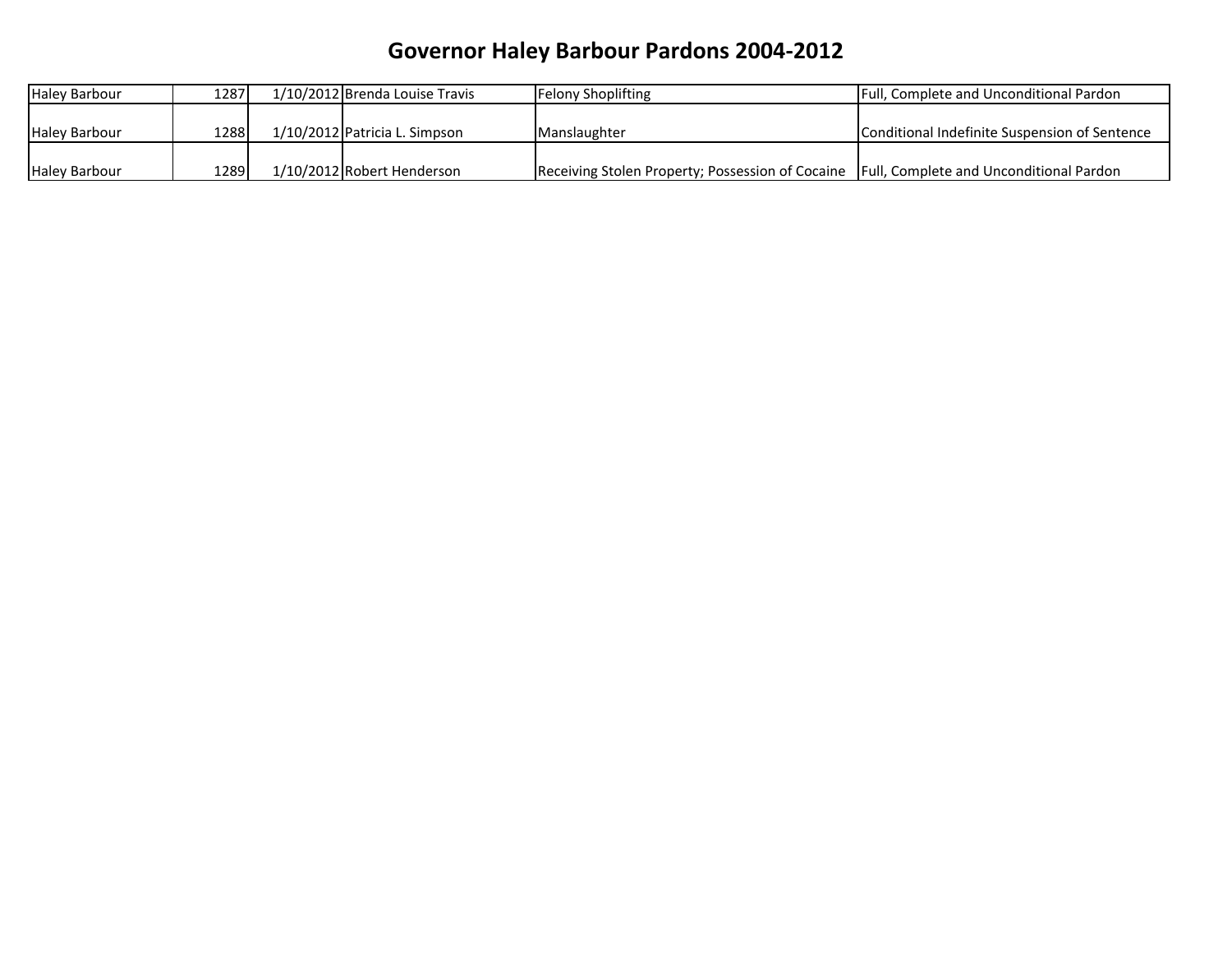# Governor Haley Barbour Pardons 2004-2012

| | | | | | |
|---|---|---|---|---|---|
| Haley Barbour | 1287 | 1/10/2012 | Brenda Louise Travis | Felony Shoplifting | Full, Complete and Unconditional Pardon |
| Haley Barbour | 1288 | 1/10/2012 | Patricia L. Simpson | Manslaughter | Conditional Indefinite Suspension of Sentence |
| Haley Barbour | 1289 | 1/10/2012 | Robert Henderson | Receiving Stolen Property; Possession of Cocaine | Full, Complete and Unconditional Pardon |